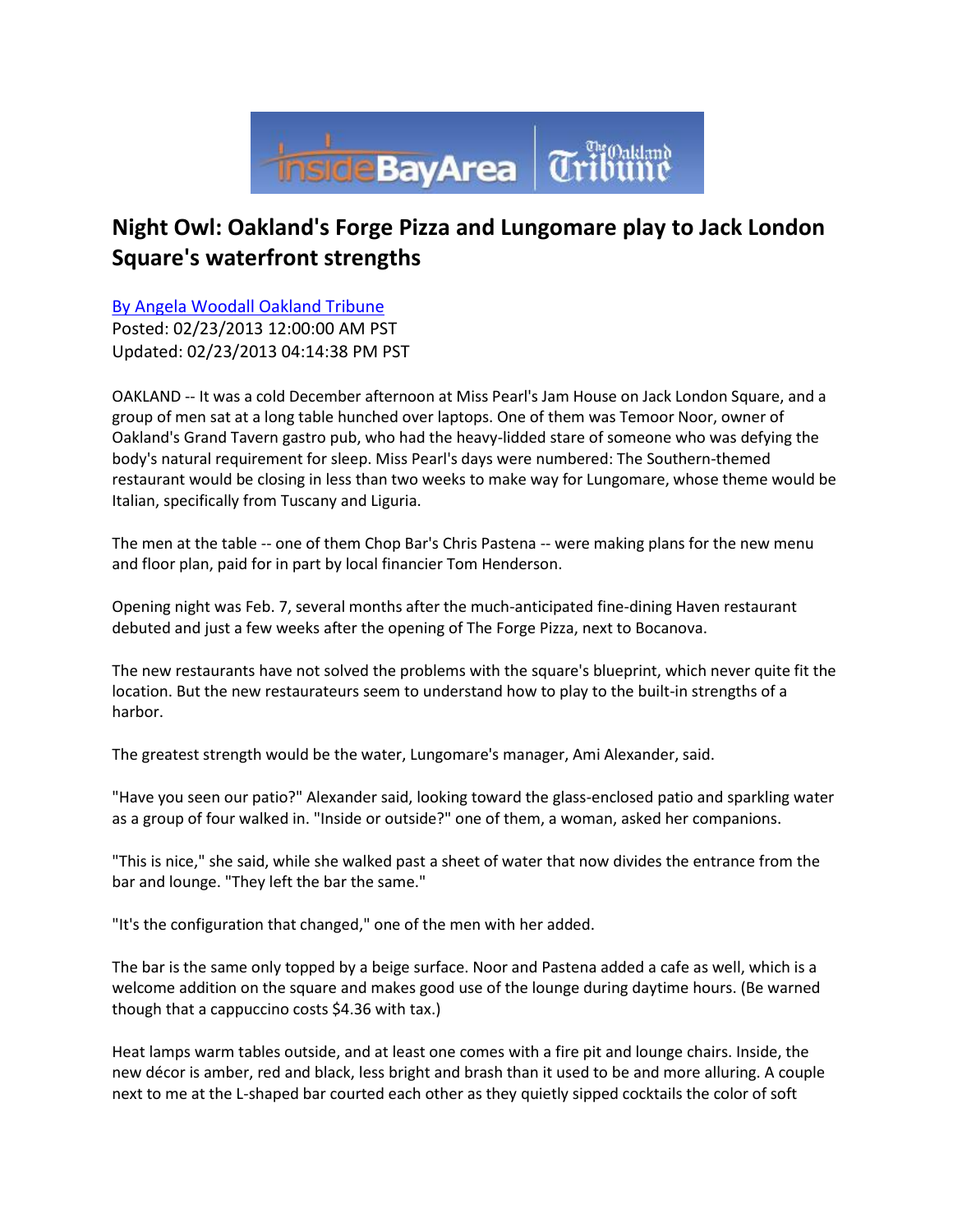# Night Owl: Oakland's Forge Pizza and Lungomare play to Jack London Square's waterfront strengths

[By Angela Woodall Oakland Tribune]

Posted: 02/23/2013 12:00:00 AM PST

Updated: 02/23/2013 04:14:38 PM PST

OAKLAND -- It was a cold December afternoon at Miss Pearl's Jam House on Jack London Square, and a group of men sat at a long table hunched over laptops. One of them was Temoor Noor, owner of Oakland's Grand Tavern gastro pub, who had the heavy-lidded stare of someone who was defying the body's natural requirement for sleep. Miss Pearl's days were numbered: The Southern-themed restaurant would be closing in less than two weeks to make way for Lungomare, whose theme would be Italian, specifically from Tuscany and Liguria.

The men at the table -- one of them Chop Bar's Chris Pastena -- were making plans for the new menu and floor plan, paid for in part by local financier Tom Henderson.

Opening night was Feb. 7, several months after the much-anticipated fine-dining Haven restaurant debuted and just a few weeks after the opening of The Forge Pizza, next to Bocanova.

The new restaurants have not solved the problems with the square's blueprint, which never quite fit the location. But the new restaurateurs seem to understand how to play to the built-in strengths of a harbor.

The greatest strength would be the water, Lungomare's manager, Ami Alexander, said.

"Have you seen our patio?" Alexander said, looking toward the glass-enclosed patio and sparkling water as a group of four walked in. "Inside or outside?" one of them, a woman, asked her companions.

"This is nice," she said, while she walked past a sheet of water that now divides the entrance from the bar and lounge. "They left the bar the same."

"It's the configuration that changed," one of the men with her added.

The bar is the same only topped by a beige surface. Noor and Pastena added a cafe as well, which is a welcome addition on the square and makes good use of the lounge during daytime hours. (Be warned though that a cappuccino costs $4.36 with tax.)

Heat lamps warm tables outside, and at least one comes with a fire pit and lounge chairs. Inside, the new décor is amber, red and black, less bright and brash than it used to be and more alluring. A couple next to me at the L-shaped bar courted each other as they quietly sipped cocktails the color of soft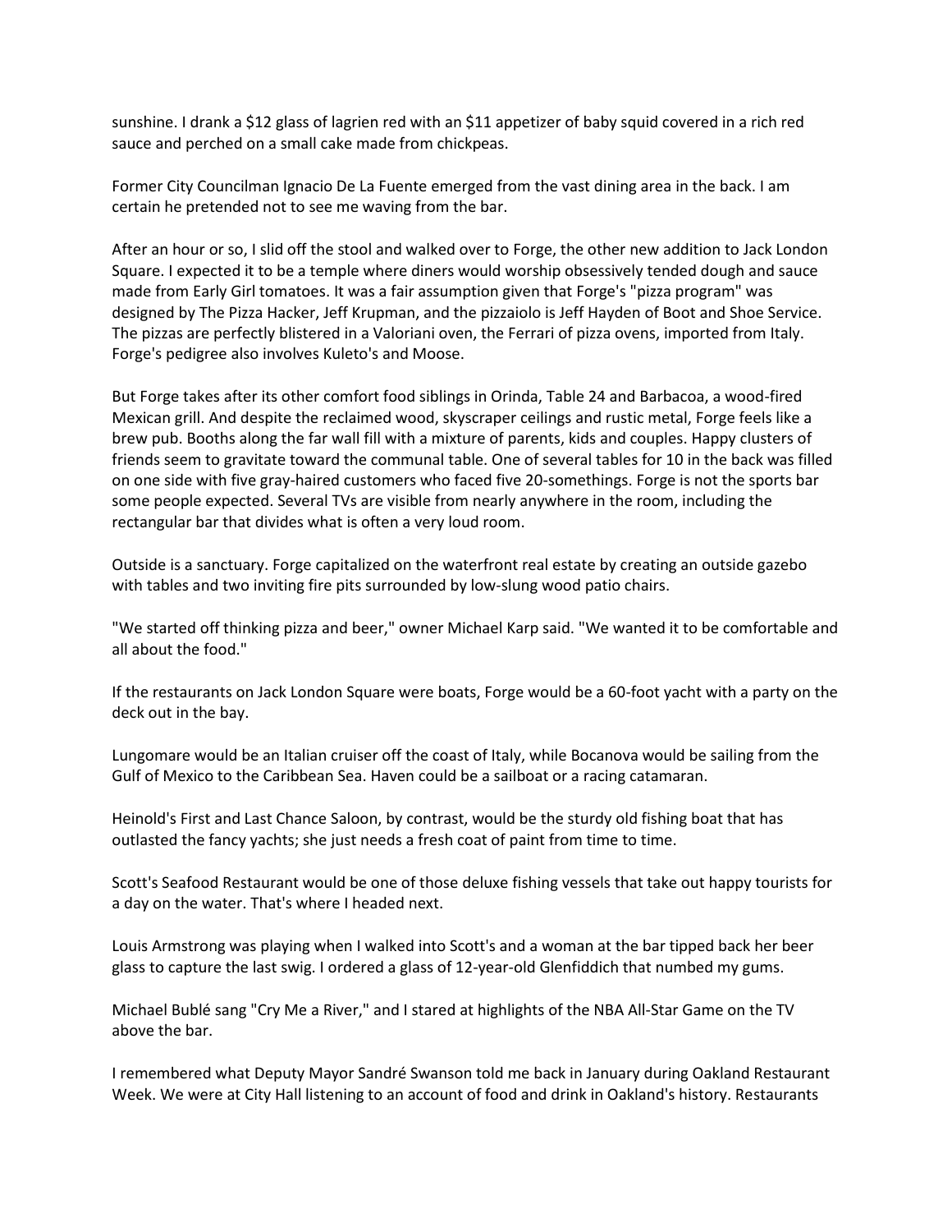sunshine. I drank a $12 glass of lagrien red with an $11 appetizer of baby squid covered in a rich red sauce and perched on a small cake made from chickpeas.

Former City Councilman Ignacio De La Fuente emerged from the vast dining area in the back. I am certain he pretended not to see me waving from the bar.

After an hour or so, I slid off the stool and walked over to Forge, the other new addition to Jack London Square. I expected it to be a temple where diners would worship obsessively tended dough and sauce made from Early Girl tomatoes. It was a fair assumption given that Forge's "pizza program" was designed by The Pizza Hacker, Jeff Krupman, and the pizzaiolo is Jeff Hayden of Boot and Shoe Service. The pizzas are perfectly blistered in a Valoriani oven, the Ferrari of pizza ovens, imported from Italy. Forge's pedigree also involves Kuleto's and Moose.

But Forge takes after its other comfort food siblings in Orinda, Table 24 and Barbacoa, a wood-fired Mexican grill. And despite the reclaimed wood, skyscraper ceilings and rustic metal, Forge feels like a brew pub. Booths along the far wall fill with a mixture of parents, kids and couples. Happy clusters of friends seem to gravitate toward the communal table. One of several tables for 10 in the back was filled on one side with five gray-haired customers who faced five 20-somethings. Forge is not the sports bar some people expected. Several TVs are visible from nearly anywhere in the room, including the rectangular bar that divides what is often a very loud room.

Outside is a sanctuary. Forge capitalized on the waterfront real estate by creating an outside gazebo with tables and two inviting fire pits surrounded by low-slung wood patio chairs.

"We started off thinking pizza and beer," owner Michael Karp said. "We wanted it to be comfortable and all about the food."

If the restaurants on Jack London Square were boats, Forge would be a 60-foot yacht with a party on the deck out in the bay.

Lungomare would be an Italian cruiser off the coast of Italy, while Bocanova would be sailing from the Gulf of Mexico to the Caribbean Sea. Haven could be a sailboat or a racing catamaran.

Heinold's First and Last Chance Saloon, by contrast, would be the sturdy old fishing boat that has outlasted the fancy yachts; she just needs a fresh coat of paint from time to time.

Scott's Seafood Restaurant would be one of those deluxe fishing vessels that take out happy tourists for a day on the water. That's where I headed next.

Louis Armstrong was playing when I walked into Scott's and a woman at the bar tipped back her beer glass to capture the last swig. I ordered a glass of 12-year-old Glenfiddich that numbed my gums.

Michael Bublé sang "Cry Me a River," and I stared at highlights of the NBA All-Star Game on the TV above the bar.

I remembered what Deputy Mayor Sandré Swanson told me back in January during Oakland Restaurant Week. We were at City Hall listening to an account of food and drink in Oakland's history. Restaurants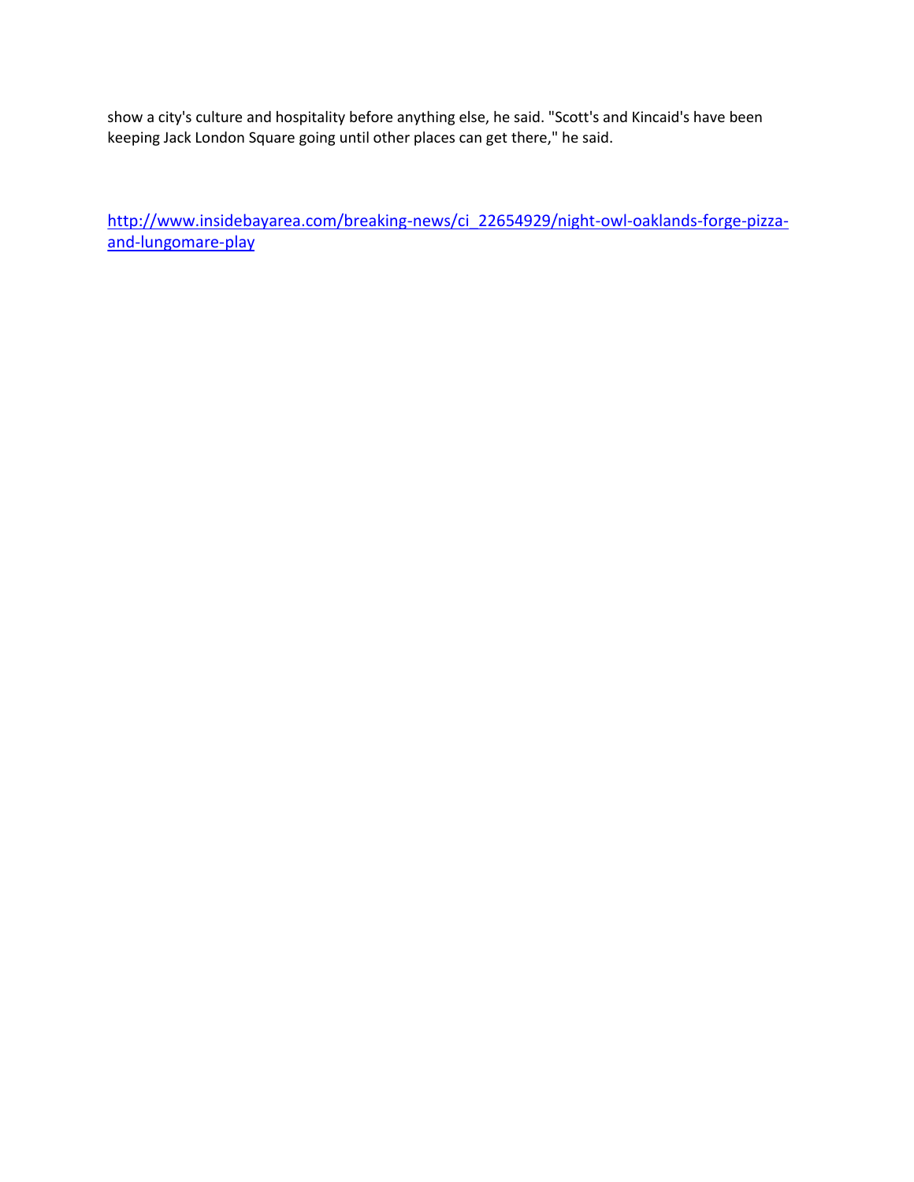show a city's culture and hospitality before anything else, he said. "Scott's and Kincaid's have been keeping Jack London Square going until other places can get there," he said.

http://www.insidebayarea.com/breaking-news/ci_22654929/night-owl-oaklands-forge-pizza-and-lungomare-play